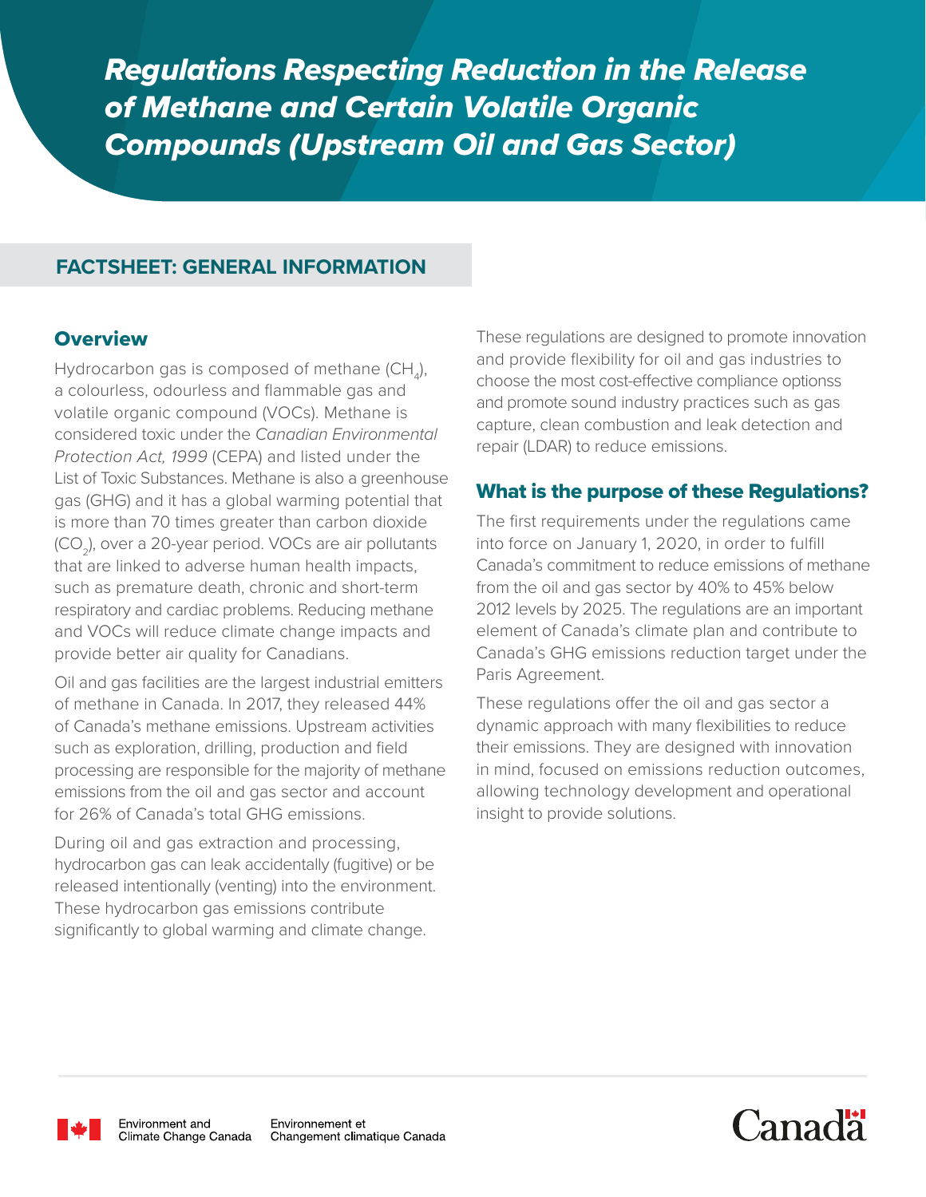# *Regulations Respecting Reduction in the Release of Methane and Certain Volatile Organic Compounds (Upstream Oil and Gas Sector)*

## FACTSHEET: GENERAL INFORMATION

### Overview

Hydrocarbon gas is composed of methane ($CH_4$), a colourless, odourless and flammable gas and volatile organic compound (VOCs). Methane is considered toxic under the *Canadian Environmental Protection Act, 1999* (CEPA) and listed under the List of Toxic Substances. Methane is also a greenhouse gas (GHG) and it has a global warming potential that is more than 70 times greater than carbon dioxide ($CO_2$), over a 20-year period. VOCs are air pollutants that are linked to adverse human health impacts, such as premature death, chronic and short-term respiratory and cardiac problems. Reducing methane and VOCs will reduce climate change impacts and provide better air quality for Canadians.

Oil and gas facilities are the largest industrial emitters of methane in Canada. In 2017, they released 44% of Canada's methane emissions. Upstream activities such as exploration, drilling, production and field processing are responsible for the majority of methane emissions from the oil and gas sector and account for 26% of Canada's total GHG emissions.

During oil and gas extraction and processing, hydrocarbon gas can leak accidentally (fugitive) or be released intentionally (venting) into the environment. These hydrocarbon gas emissions contribute significantly to global warming and climate change.

These regulations are designed to promote innovation and provide flexibility for oil and gas industries to choose the most cost-effective compliance optionss and promote sound industry practices such as gas capture, clean combustion and leak detection and repair (LDAR) to reduce emissions.

### What is the purpose of these Regulations?

The first requirements under the regulations came into force on January 1, 2020, in order to fulfill Canada's commitment to reduce emissions of methane from the oil and gas sector by 40% to 45% below 2012 levels by 2025. The regulations are an important element of Canada's climate plan and contribute to Canada's GHG emissions reduction target under the Paris Agreement.

These regulations offer the oil and gas sector a dynamic approach with many flexibilities to reduce their emissions. They are designed with innovation in mind, focused on emissions reduction outcomes, allowing technology development and operational insight to provide solutions.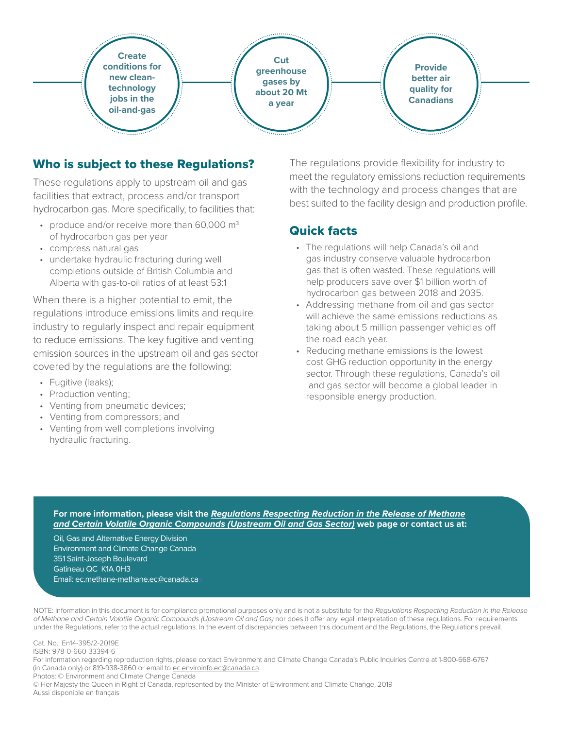**Create conditions for new clean-technology jobs in the oil-and-gas**

**Cut greenhouse gases by about 20 Mt a year**

**Provide better air quality for Canadians**

## Who is subject to these Regulations?

These regulations apply to upstream oil and gas facilities that extract, process and/or transport hydrocarbon gas. More specifically, to facilities that:

- produce and/or receive more than 60,000 $m^3$ of hydrocarbon gas per year
- compress natural gas
- undertake hydraulic fracturing during well completions outside of British Columbia and Alberta with gas-to-oil ratios of at least 53:1

When there is a higher potential to emit, the regulations introduce emissions limits and require industry to regularly inspect and repair equipment to reduce emissions. The key fugitive and venting emission sources in the upstream oil and gas sector covered by the regulations are the following:

- Fugitive (leaks);
- Production venting;
- Venting from pneumatic devices;
- Venting from compressors; and
- Venting from well completions involving hydraulic fracturing.

The regulations provide flexibility for industry to meet the regulatory emissions reduction requirements with the technology and process changes that are best suited to the facility design and production profile.

## Quick facts

- The regulations will help Canada's oil and gas industry conserve valuable hydrocarbon gas that is often wasted. These regulations will help producers save over $1 billion worth of hydrocarbon gas between 2018 and 2035.
- Addressing methane from oil and gas sector will achieve the same emissions reductions as taking about 5 million passenger vehicles off the road each year.
- Reducing methane emissions is the lowest cost GHG reduction opportunity in the energy sector. Through these regulations, Canada's oil and gas sector will become a global leader in responsible energy production.

**For more information, please visit the *Regulations Respecting Reduction in the Release of Methane and Certain Volatile Organic Compounds (Upstream Oil and Gas Sector)* web page or contact us at:**

Oil, Gas and Alternative Energy Division
Environment and Climate Change Canada
351 Saint-Joseph Boulevard
Gatineau QC K1A 0H3
Email: ec.methane-methane.ec@canada.ca

NOTE: Information in this document is for compliance promotional purposes only and is not a substitute for the *Regulations Respecting Reduction in the Release of Methane and Certain Volatile Organic Compounds (Upstream Oil and Gas)* nor does it offer any legal interpretation of these regulations. For requirements under the Regulations, refer to the actual regulations. In the event of discrepancies between this document and the Regulations, the Regulations prevail.

Cat. No.: En14-395/2-2019E
ISBN: 978-0-660-33394-6
For information regarding reproduction rights, please contact Environment and Climate Change Canada's Public Inquiries Centre at 1-800-668-6767 (in Canada only) or 819-938-3860 or email to ec.enviroinfo.ec@canada.ca.
Photos: © Environment and Climate Change Canada
© Her Majesty the Queen in Right of Canada, represented by the Minister of Environment and Climate Change, 2019
Aussi disponible en français